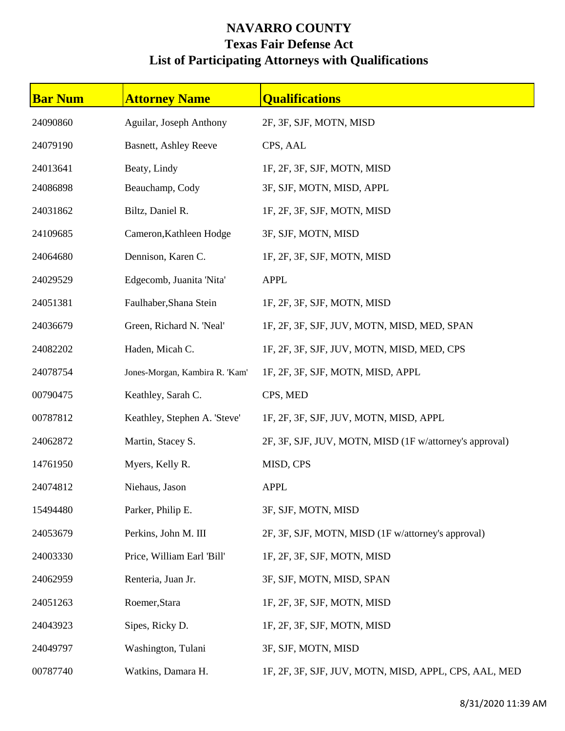# NAVARRO COUNTY
## Texas Fair Defense Act
## List of Participating Attorneys with Qualifications

| Bar Num | Attorney Name | Qualifications |
|---|---|---|
| 24090860 | Aguilar, Joseph Anthony | 2F, 3F, SJF, MOTN, MISD |
| 24079190 | Basnett, Ashley Reeve | CPS, AAL |
| 24013641 | Beaty, Lindy | 1F, 2F, 3F, SJF, MOTN, MISD |
| 24086898 | Beauchamp, Cody | 3F, SJF, MOTN, MISD, APPL |
| 24031862 | Biltz, Daniel R. | 1F, 2F, 3F, SJF, MOTN, MISD |
| 24109685 | Cameron,Kathleen Hodge | 3F, SJF, MOTN, MISD |
| 24064680 | Dennison, Karen C. | 1F, 2F, 3F, SJF, MOTN, MISD |
| 24029529 | Edgecomb, Juanita 'Nita' | APPL |
| 24051381 | Faulhaber,Shana Stein | 1F, 2F, 3F, SJF, MOTN, MISD |
| 24036679 | Green, Richard N. 'Neal' | 1F, 2F, 3F, SJF, JUV, MOTN, MISD, MED, SPAN |
| 24082202 | Haden, Micah C. | 1F, 2F, 3F, SJF, JUV, MOTN, MISD, MED, CPS |
| 24078754 | Jones-Morgan, Kambira R. 'Kam' | 1F, 2F, 3F, SJF, MOTN, MISD, APPL |
| 00790475 | Keathley, Sarah C. | CPS, MED |
| 00787812 | Keathley, Stephen A. 'Steve' | 1F, 2F, 3F, SJF, JUV, MOTN, MISD, APPL |
| 24062872 | Martin, Stacey S. | 2F, 3F, SJF, JUV, MOTN, MISD (1F w/attorney's approval) |
| 14761950 | Myers, Kelly R. | MISD, CPS |
| 24074812 | Niehaus, Jason | APPL |
| 15494480 | Parker, Philip E. | 3F, SJF, MOTN, MISD |
| 24053679 | Perkins, John M. III | 2F, 3F, SJF, MOTN, MISD (1F w/attorney's approval) |
| 24003330 | Price, William Earl 'Bill' | 1F, 2F, 3F, SJF, MOTN, MISD |
| 24062959 | Renteria, Juan Jr. | 3F, SJF, MOTN, MISD, SPAN |
| 24051263 | Roemer,Stara | 1F, 2F, 3F, SJF, MOTN, MISD |
| 24043923 | Sipes, Ricky D. | 1F, 2F, 3F, SJF, MOTN, MISD |
| 24049797 | Washington, Tulani | 3F, SJF, MOTN, MISD |
| 00787740 | Watkins, Damara H. | 1F, 2F, 3F, SJF, JUV, MOTN, MISD, APPL, CPS, AAL, MED |

8/31/2020 11:39 AM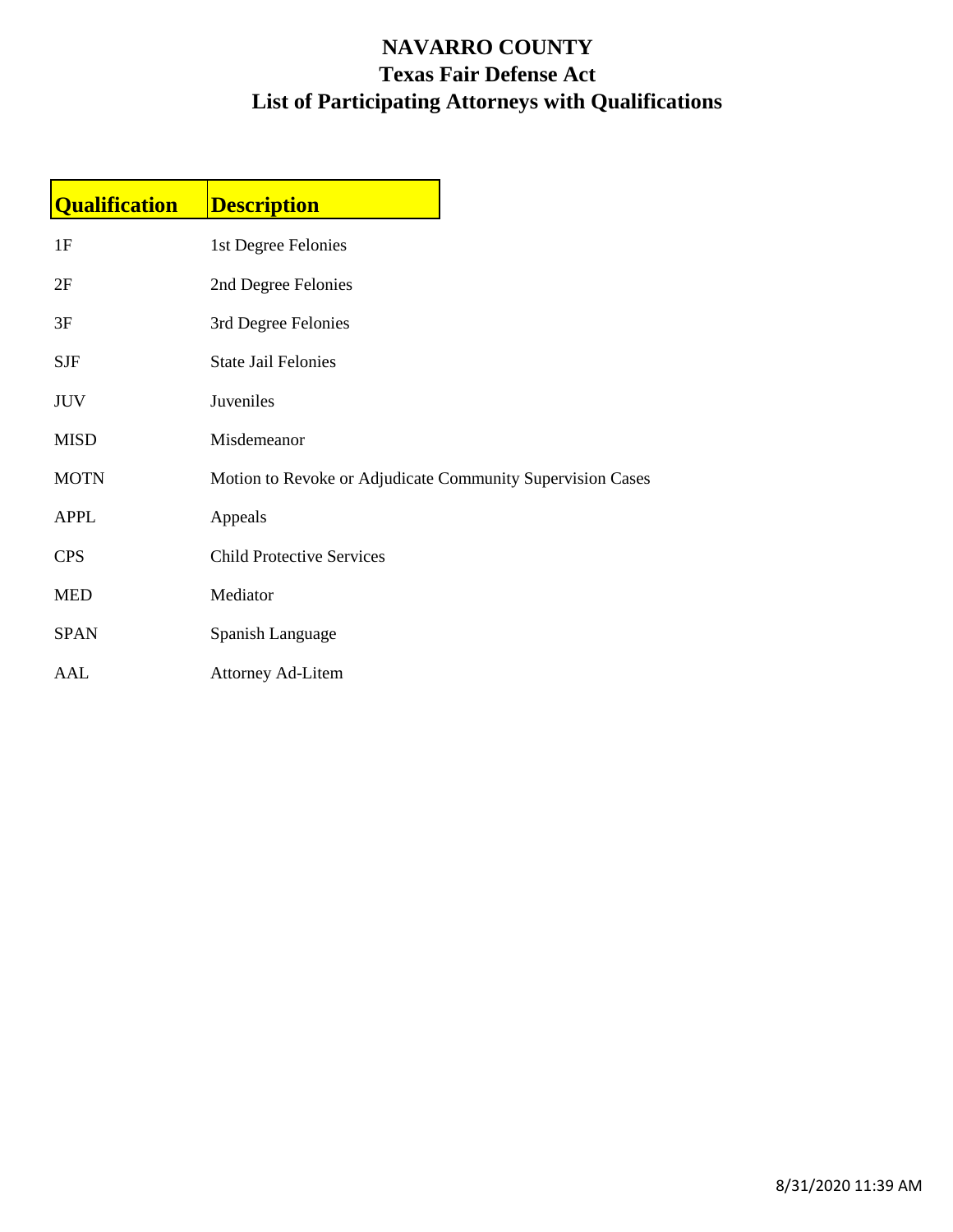# NAVARRO COUNTY
## Texas Fair Defense Act
## List of Participating Attorneys with Qualifications

| Qualification | Description |
| --- | --- |
| 1F | 1st Degree Felonies |
| 2F | 2nd Degree Felonies |
| 3F | 3rd Degree Felonies |
| SJF | State Jail Felonies |
| JUV | Juveniles |
| MISD | Misdemeanor |
| MOTN | Motion to Revoke or Adjudicate Community Supervision Cases |
| APPL | Appeals |
| CPS | Child Protective Services |
| MED | Mediator |
| SPAN | Spanish Language |
| AAL | Attorney Ad-Litem |

8/31/2020 11:39 AM